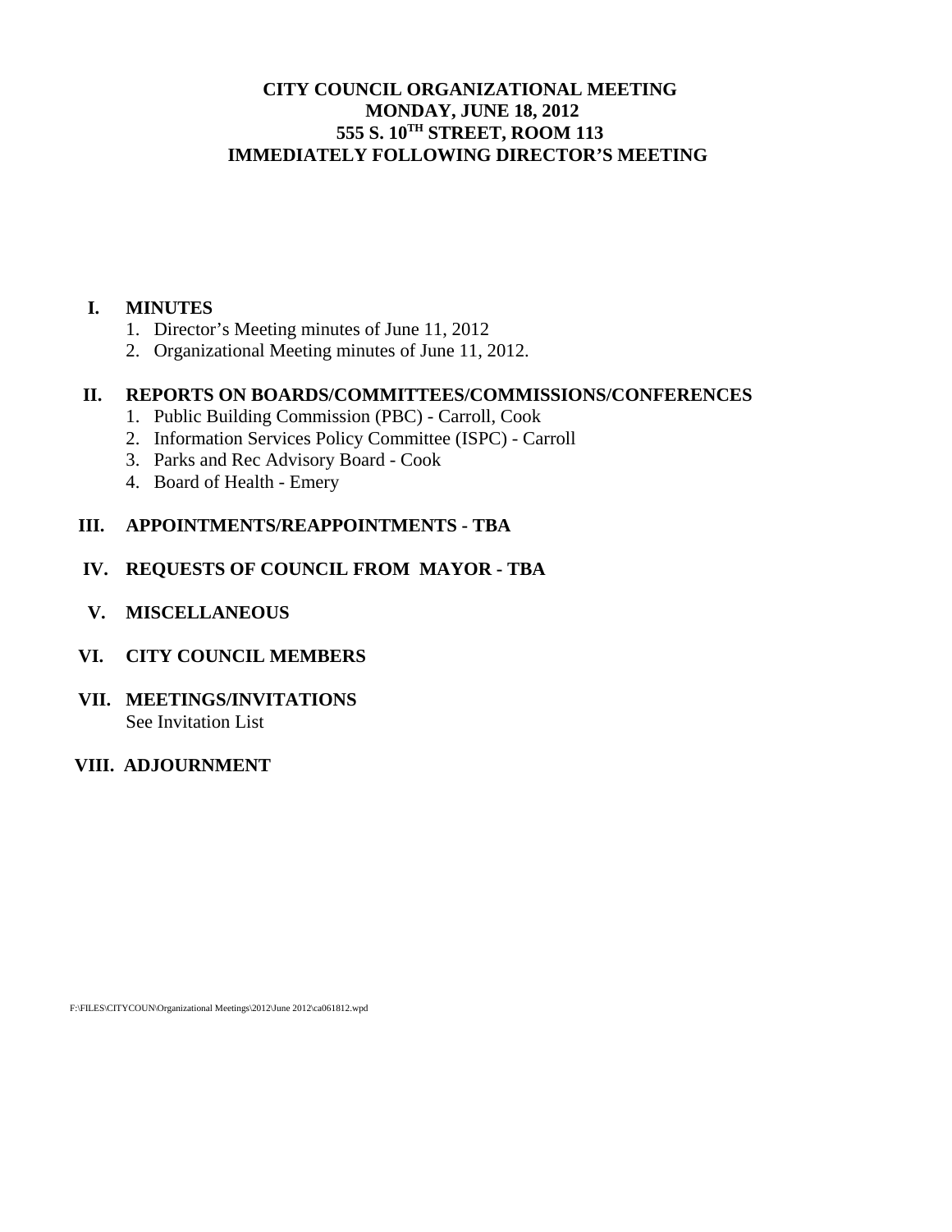# CITY COUNCIL ORGANIZATIONAL MEETING
## MONDAY, JUNE 18, 2012
## 555 S. 10TH STREET, ROOM 113
## IMMEDIATELY FOLLOWING DIRECTOR'S MEETING

**I. MINUTES**

1. Director's Meeting minutes of June 11, 2012
2. Organizational Meeting minutes of June 11, 2012.

**II. REPORTS ON BOARDS/COMMITTEES/COMMISSIONS/CONFERENCES**

1. Public Building Commission (PBC) - Carroll, Cook
2. Information Services Policy Committee (ISPC) - Carroll
3. Parks and Rec Advisory Board - Cook
4. Board of Health - Emery

**III. APPOINTMENTS/REAPPOINTMENTS - TBA**

**IV. REQUESTS OF COUNCIL FROM MAYOR - TBA**

**V. MISCELLANEOUS**

**VI. CITY COUNCIL MEMBERS**

**VII. MEETINGS/INVITATIONS**

See Invitation List

**VIII. ADJOURNMENT**

F:\FILES\CITYCOUN\Organizational Meetings\2012\June 2012\ca061812.wpd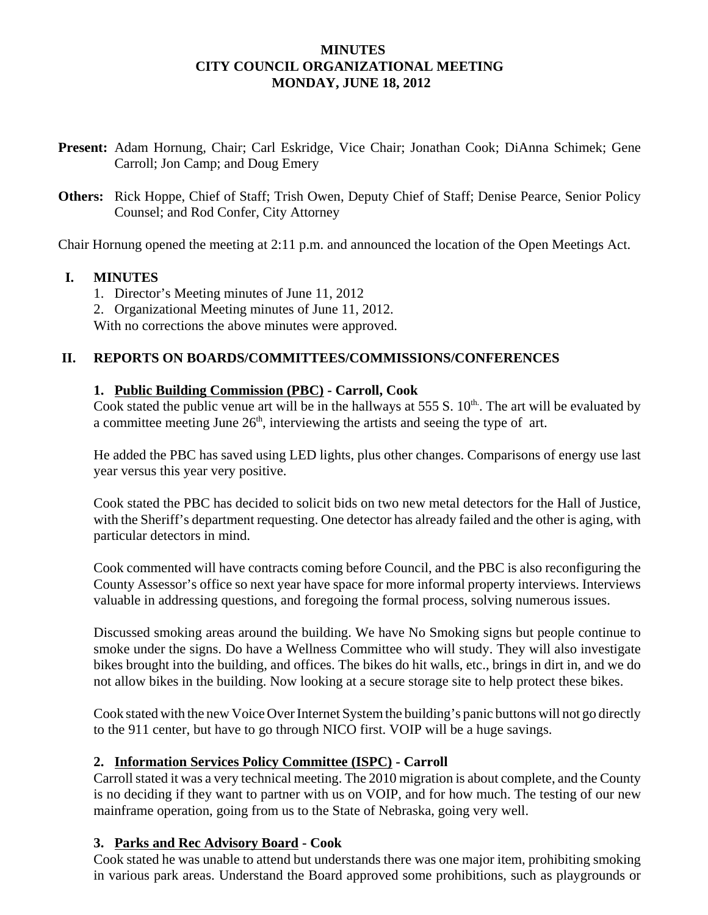**MINUTES**
**CITY COUNCIL ORGANIZATIONAL MEETING**
**MONDAY, JUNE 18, 2012**

**Present:** Adam Hornung, Chair; Carl Eskridge, Vice Chair; Jonathan Cook; DiAnna Schimek; Gene Carroll; Jon Camp; and Doug Emery

**Others:** Rick Hoppe, Chief of Staff; Trish Owen, Deputy Chief of Staff; Denise Pearce, Senior Policy Counsel; and Rod Confer, City Attorney

Chair Hornung opened the meeting at 2:11 p.m. and announced the location of the Open Meetings Act.

## I. MINUTES

1. Director's Meeting minutes of June 11, 2012
2. Organizational Meeting minutes of June 11, 2012.

With no corrections the above minutes were approved.

## II. REPORTS ON BOARDS/COMMITTEES/COMMISSIONS/CONFERENCES

### 1. Public Building Commission (PBC) - Carroll, Cook

Cook stated the public venue art will be in the hallways at 555 S. 10th. The art will be evaluated by a committee meeting June 26th, interviewing the artists and seeing the type of art.

He added the PBC has saved using LED lights, plus other changes. Comparisons of energy use last year versus this year very positive.

Cook stated the PBC has decided to solicit bids on two new metal detectors for the Hall of Justice, with the Sheriff's department requesting. One detector has already failed and the other is aging, with particular detectors in mind.

Cook commented will have contracts coming before Council, and the PBC is also reconfiguring the County Assessor's office so next year have space for more informal property interviews. Interviews valuable in addressing questions, and foregoing the formal process, solving numerous issues.

Discussed smoking areas around the building. We have No Smoking signs but people continue to smoke under the signs. Do have a Wellness Committee who will study. They will also investigate bikes brought into the building, and offices. The bikes do hit walls, etc., brings in dirt in, and we do not allow bikes in the building. Now looking at a secure storage site to help protect these bikes.

Cook stated with the new Voice Over Internet System the building's panic buttons will not go directly to the 911 center, but have to go through NICO first. VOIP will be a huge savings.

### 2. Information Services Policy Committee (ISPC) - Carroll

Carroll stated it was a very technical meeting. The 2010 migration is about complete, and the County is no deciding if they want to partner with us on VOIP, and for how much. The testing of our new mainframe operation, going from us to the State of Nebraska, going very well.

### 3. Parks and Rec Advisory Board - Cook

Cook stated he was unable to attend but understands there was one major item, prohibiting smoking in various park areas. Understand the Board approved some prohibitions, such as playgrounds or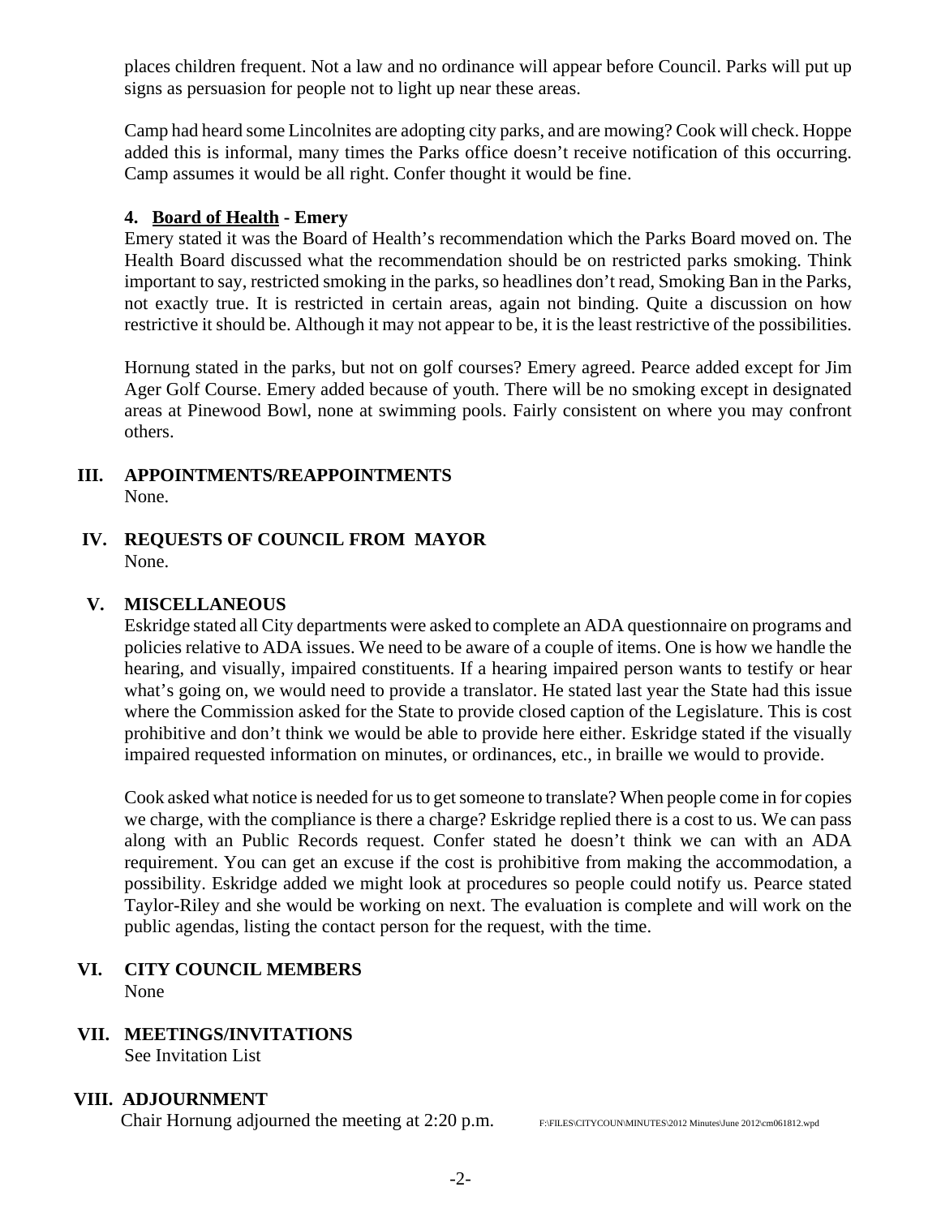places children frequent. Not a law and no ordinance will appear before Council. Parks will put up signs as persuasion for people not to light up near these areas.

Camp had heard some Lincolnites are adopting city parks, and are mowing? Cook will check. Hoppe added this is informal, many times the Parks office doesn't receive notification of this occurring. Camp assumes it would be all right. Confer thought it would be fine.

**4. <u>Board of Health</u> - Emery**

Emery stated it was the Board of Health's recommendation which the Parks Board moved on. The Health Board discussed what the recommendation should be on restricted parks smoking. Think important to say, restricted smoking in the parks, so headlines don't read, Smoking Ban in the Parks, not exactly true. It is restricted in certain areas, again not binding. Quite a discussion on how restrictive it should be. Although it may not appear to be, it is the least restrictive of the possibilities.

Hornung stated in the parks, but not on golf courses? Emery agreed. Pearce added except for Jim Ager Golf Course. Emery added because of youth. There will be no smoking except in designated areas at Pinewood Bowl, none at swimming pools. Fairly consistent on where you may confront others.

## III. APPOINTMENTS/REAPPOINTMENTS

None.

## IV. REQUESTS OF COUNCIL FROM MAYOR

None.

## V. MISCELLANEOUS

Eskridge stated all City departments were asked to complete an ADA questionnaire on programs and policies relative to ADA issues. We need to be aware of a couple of items. One is how we handle the hearing, and visually, impaired constituents. If a hearing impaired person wants to testify or hear what's going on, we would need to provide a translator. He stated last year the State had this issue where the Commission asked for the State to provide closed caption of the Legislature. This is cost prohibitive and don't think we would be able to provide here either. Eskridge stated if the visually impaired requested information on minutes, or ordinances, etc., in braille we would to provide.

Cook asked what notice is needed for us to get someone to translate? When people come in for copies we charge, with the compliance is there a charge? Eskridge replied there is a cost to us. We can pass along with an Public Records request. Confer stated he doesn't think we can with an ADA requirement. You can get an excuse if the cost is prohibitive from making the accommodation, a possibility. Eskridge added we might look at procedures so people could notify us. Pearce stated Taylor-Riley and she would be working on next. The evaluation is complete and will work on the public agendas, listing the contact person for the request, with the time.

## VI. CITY COUNCIL MEMBERS

None

## VII. MEETINGS/INVITATIONS

See Invitation List

## VIII. ADJOURNMENT

Chair Hornung adjourned the meeting at 2:20 p.m.

F:\FILES\CITYCOUN\MINUTES\2012 Minutes\June 2012\cm061812.wpd